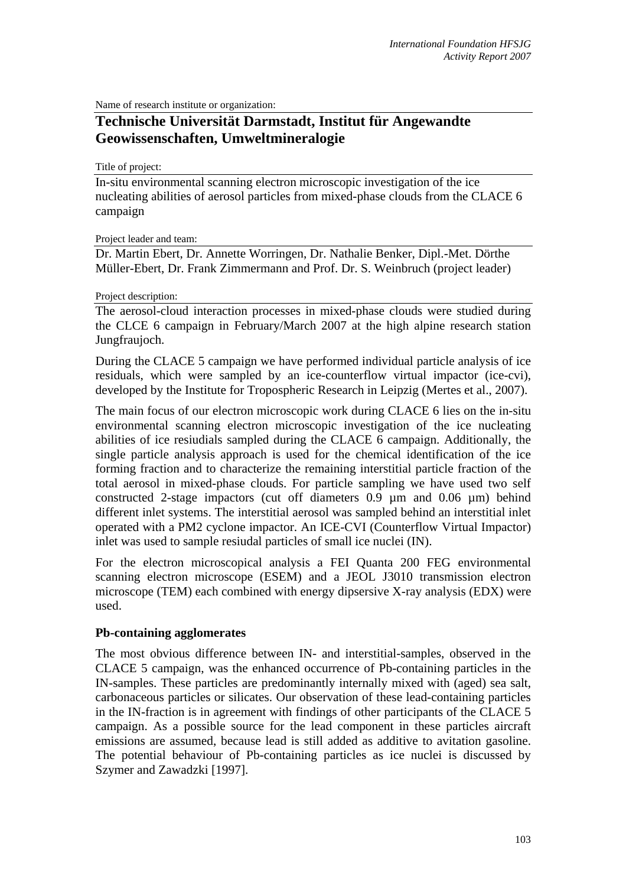Name of research institute or organization:

# Technische Universität Darmstadt, Institut für Angewandte Geowissenschaften, Umweltmineralogie

Title of project:

In-situ environmental scanning electron microscopic investigation of the ice nucleating abilities of aerosol particles from mixed-phase clouds from the CLACE 6 campaign

Project leader and team:

Dr. Martin Ebert, Dr. Annette Worringen, Dr. Nathalie Benker, Dipl.-Met. Dörthe Müller-Ebert, Dr. Frank Zimmermann and Prof. Dr. S. Weinbruch (project leader)

Project description:

The aerosol-cloud interaction processes in mixed-phase clouds were studied during the CLCE 6 campaign in February/March 2007 at the high alpine research station Jungfraujoch.

During the CLACE 5 campaign we have performed individual particle analysis of ice residuals, which were sampled by an ice-counterflow virtual impactor (ice-cvi), developed by the Institute for Tropospheric Research in Leipzig (Mertes et al., 2007).

The main focus of our electron microscopic work during CLACE 6 lies on the in-situ environmental scanning electron microscopic investigation of the ice nucleating abilities of ice resiudials sampled during the CLACE 6 campaign. Additionally, the single particle analysis approach is used for the chemical identification of the ice forming fraction and to characterize the remaining interstitial particle fraction of the total aerosol in mixed-phase clouds. For particle sampling we have used two self constructed 2-stage impactors (cut off diameters 0.9 µm and 0.06 µm) behind different inlet systems. The interstitial aerosol was sampled behind an interstitial inlet operated with a PM2 cyclone impactor. An ICE-CVI (Counterflow Virtual Impactor) inlet was used to sample resiudal particles of small ice nuclei (IN).

For the electron microscopical analysis a FEI Quanta 200 FEG environmental scanning electron microscope (ESEM) and a JEOL J3010 transmission electron microscope (TEM) each combined with energy dipsersive X-ray analysis (EDX) were used.

## Pb-containing agglomerates

The most obvious difference between IN- and interstitial-samples, observed in the CLACE 5 campaign, was the enhanced occurrence of Pb-containing particles in the IN-samples. These particles are predominantly internally mixed with (aged) sea salt, carbonaceous particles or silicates. Our observation of these lead-containing particles in the IN-fraction is in agreement with findings of other participants of the CLACE 5 campaign. As a possible source for the lead component in these particles aircraft emissions are assumed, because lead is still added as additive to avitation gasoline. The potential behaviour of Pb-containing particles as ice nuclei is discussed by Szymer and Zawadzki [1997].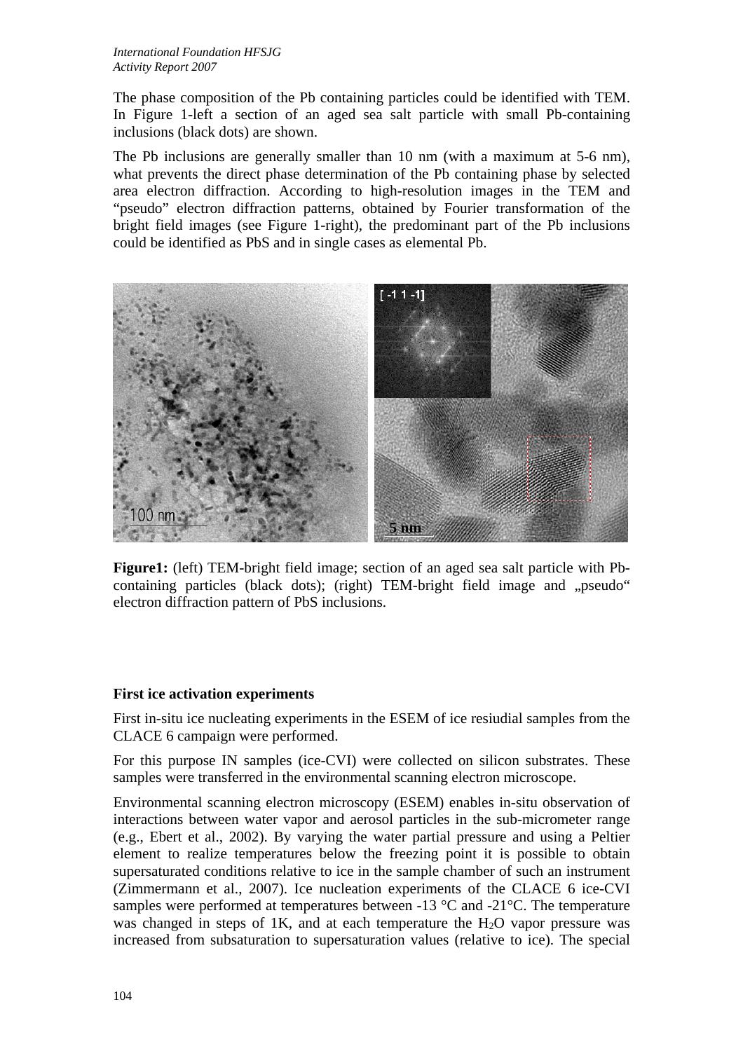The phase composition of the Pb containing particles could be identified with TEM. In Figure 1-left a section of an aged sea salt particle with small Pb-containing inclusions (black dots) are shown.

The Pb inclusions are generally smaller than 10 nm (with a maximum at 5-6 nm), what prevents the direct phase determination of the Pb containing phase by selected area electron diffraction. According to high-resolution images in the TEM and “pseudo” electron diffraction patterns, obtained by Fourier transformation of the bright field images (see Figure 1-right), the predominant part of the Pb inclusions could be identified as PbS and in single cases as elemental Pb.

**Figure1:** (left) TEM-bright field image; section of an aged sea salt particle with Pb-containing particles (black dots); (right) TEM-bright field image and „pseudo“ electron diffraction pattern of PbS inclusions.

**First ice activation experiments**

First in-situ ice nucleating experiments in the ESEM of ice resiudial samples from the CLACE 6 campaign were performed.

For this purpose IN samples (ice-CVI) were collected on silicon substrates. These samples were transferred in the environmental scanning electron microscope.

Environmental scanning electron microscopy (ESEM) enables in-situ observation of interactions between water vapor and aerosol particles in the sub-micrometer range (e.g., Ebert et al., 2002). By varying the water partial pressure and using a Peltier element to realize temperatures below the freezing point it is possible to obtain supersaturated conditions relative to ice in the sample chamber of such an instrument (Zimmermann et al., 2007). Ice nucleation experiments of the CLACE 6 ice-CVI samples were performed at temperatures between -13 °C and -21°C. The temperature was changed in steps of 1K, and at each temperature the $H_2O$ vapor pressure was increased from subsaturation to supersaturation values (relative to ice). The special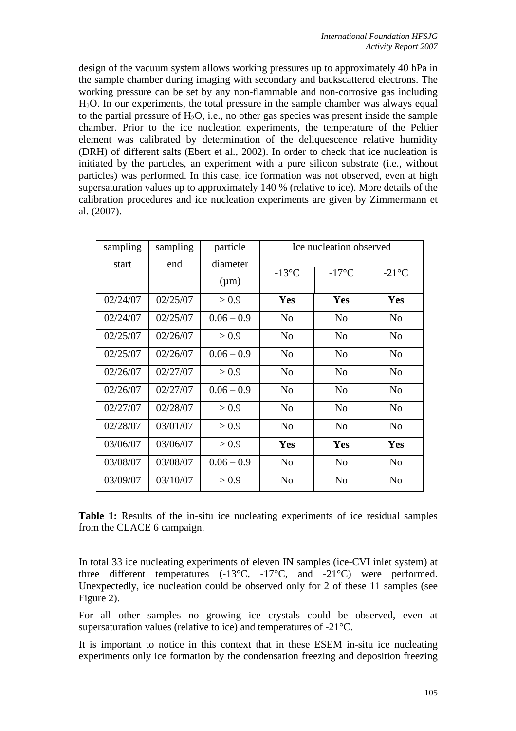design of the vacuum system allows working pressures up to approximately 40 hPa in the sample chamber during imaging with secondary and backscattered electrons. The working pressure can be set by any non-flammable and non-corrosive gas including $H_2O$. In our experiments, the total pressure in the sample chamber was always equal to the partial pressure of $H_2O$, i.e., no other gas species was present inside the sample chamber. Prior to the ice nucleation experiments, the temperature of the Peltier element was calibrated by determination of the deliquescence relative humidity (DRH) of different salts (Ebert et al., 2002). In order to check that ice nucleation is initiated by the particles, an experiment with a pure silicon substrate (i.e., without particles) was performed. In this case, ice formation was not observed, even at high supersaturation values up to approximately 140 % (relative to ice). More details of the calibration procedures and ice nucleation experiments are given by Zimmermann et al. (2007).

| sampling start | sampling end | particle diameter (µm) | Ice nucleation observed | | |
|---|---|---|---|---|---|
| | | | -13°C | -17°C | -21°C |
| 02/24/07 | 02/25/07 | > 0.9 | **Yes** | **Yes** | **Yes** |
| 02/24/07 | 02/25/07 | 0.06 – 0.9 | No | No | No |
| 02/25/07 | 02/26/07 | > 0.9 | No | No | No |
| 02/25/07 | 02/26/07 | 0.06 – 0.9 | No | No | No |
| 02/26/07 | 02/27/07 | > 0.9 | No | No | No |
| 02/26/07 | 02/27/07 | 0.06 – 0.9 | No | No | No |
| 02/27/07 | 02/28/07 | > 0.9 | No | No | No |
| 02/28/07 | 03/01/07 | > 0.9 | No | No | No |
| 03/06/07 | 03/06/07 | > 0.9 | **Yes** | **Yes** | **Yes** |
| 03/08/07 | 03/08/07 | 0.06 – 0.9 | No | No | No |
| 03/09/07 | 03/10/07 | > 0.9 | No | No | No |

**Table 1:** Results of the in-situ ice nucleating experiments of ice residual samples from the CLACE 6 campaign.

In total 33 ice nucleating experiments of eleven IN samples (ice-CVI inlet system) at three different temperatures (-13°C, -17°C, and -21°C) were performed. Unexpectedly, ice nucleation could be observed only for 2 of these 11 samples (see Figure 2).

For all other samples no growing ice crystals could be observed, even at supersaturation values (relative to ice) and temperatures of -21°C.

It is important to notice in this context that in these ESEM in-situ ice nucleating experiments only ice formation by the condensation freezing and deposition freezing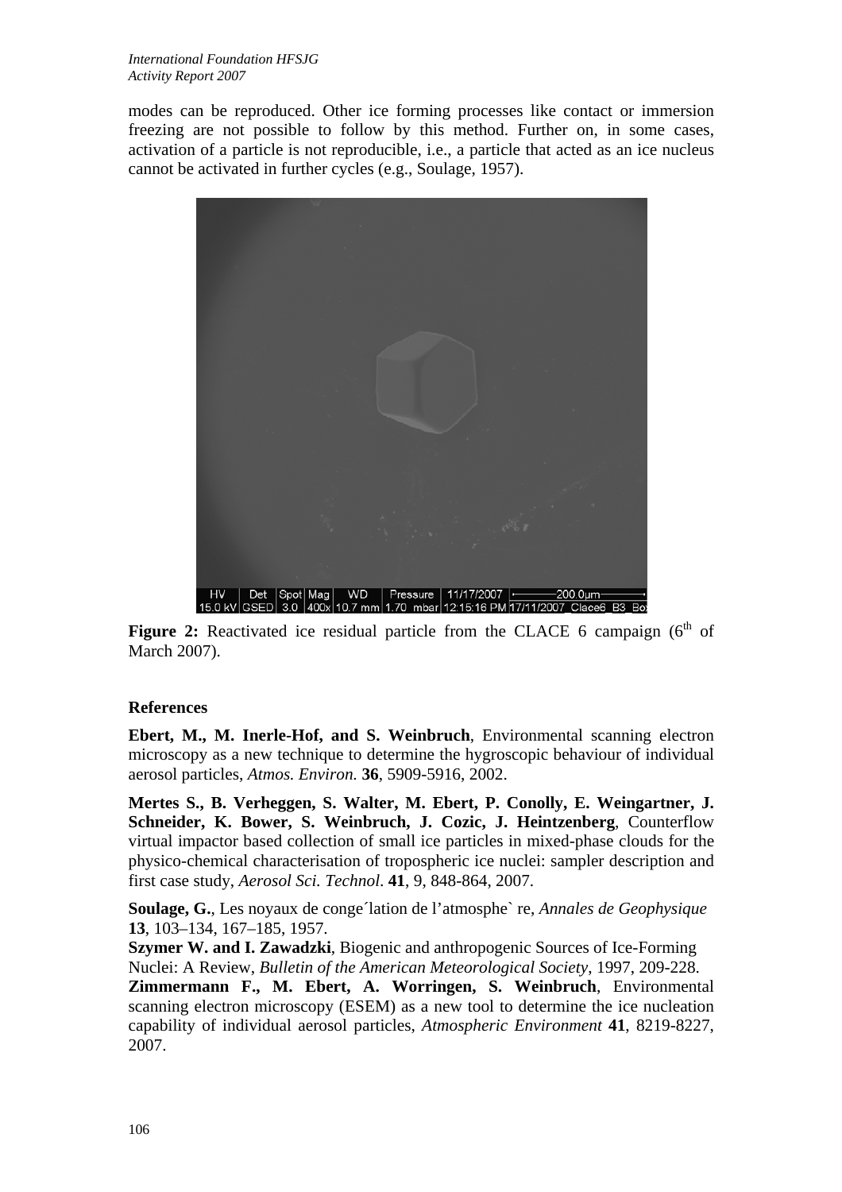modes can be reproduced. Other ice forming processes like contact or immersion freezing are not possible to follow by this method. Further on, in some cases, activation of a particle is not reproducible, i.e., a particle that acted as an ice nucleus cannot be activated in further cycles (e.g., Soulage, 1957).

**Figure 2:** Reactivated ice residual particle from the CLACE 6 campaign (6th of March 2007).

### References

**Ebert, M., M. Inerle-Hof, and S. Weinbruch**, Environmental scanning electron microscopy as a new technique to determine the hygroscopic behaviour of individual aerosol particles, *Atmos. Environ.* **36**, 5909-5916, 2002.

**Mertes S., B. Verheggen, S. Walter, M. Ebert, P. Conolly, E. Weingartner, J. Schneider, K. Bower, S. Weinbruch, J. Cozic, J. Heintzenberg**, Counterflow virtual impactor based collection of small ice particles in mixed-phase clouds for the physico-chemical characterisation of tropospheric ice nuclei: sampler description and first case study, *Aerosol Sci. Technol.* **41**, 9, 848-864, 2007.

**Soulage, G.**, Les noyaux de congé´lation de l'atmosphe` re, *Annales de Geophysique* **13**, 103–134, 167–185, 1957.

**Szymer W. and I. Zawadzki**, Biogenic and anthropogenic Sources of Ice-Forming Nuclei: A Review, *Bulletin of the American Meteorological Society*, 1997, 209-228.

**Zimmermann F., M. Ebert, A. Worringen, S. Weinbruch**, Environmental scanning electron microscopy (ESEM) as a new tool to determine the ice nucleation capability of individual aerosol particles, *Atmospheric Environment* **41**, 8219-8227, 2007.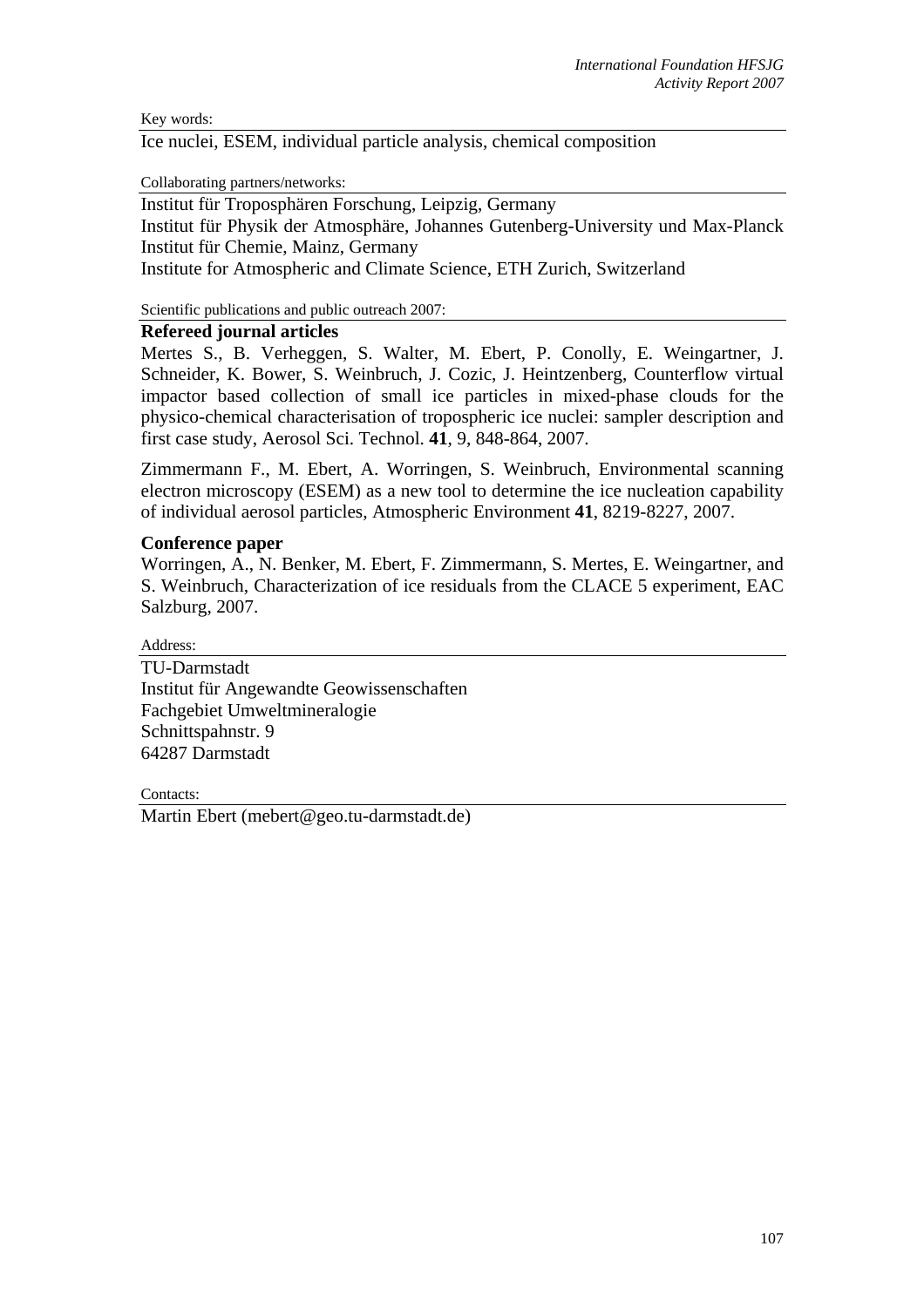Key words:

Ice nuclei, ESEM, individual particle analysis, chemical composition

Collaborating partners/networks:

Institut für Troposphären Forschung, Leipzig, Germany
Institut für Physik der Atmosphäre, Johannes Gutenberg-University und Max-Planck Institut für Chemie, Mainz, Germany
Institute for Atmospheric and Climate Science, ETH Zurich, Switzerland

Scientific publications and public outreach 2007:

**Refereed journal articles**

Mertes S., B. Verheggen, S. Walter, M. Ebert, P. Conolly, E. Weingartner, J. Schneider, K. Bower, S. Weinbruch, J. Cozic, J. Heintzenberg, Counterflow virtual impactor based collection of small ice particles in mixed-phase clouds for the physico-chemical characterisation of tropospheric ice nuclei: sampler description and first case study, Aerosol Sci. Technol. **41**, 9, 848-864, 2007.

Zimmermann F., M. Ebert, A. Worringen, S. Weinbruch, Environmental scanning electron microscopy (ESEM) as a new tool to determine the ice nucleation capability of individual aerosol particles, Atmospheric Environment **41**, 8219-8227, 2007.

**Conference paper**

Worringen, A., N. Benker, M. Ebert, F. Zimmermann, S. Mertes, E. Weingartner, and S. Weinbruch, Characterization of ice residuals from the CLACE 5 experiment, EAC Salzburg, 2007.

Address:

TU-Darmstadt
Institut für Angewandte Geowissenschaften
Fachgebiet Umweltmineralogie
Schnittspahnstr. 9
64287 Darmstadt

Contacts:

Martin Ebert (mebert@geo.tu-darmstadt.de)